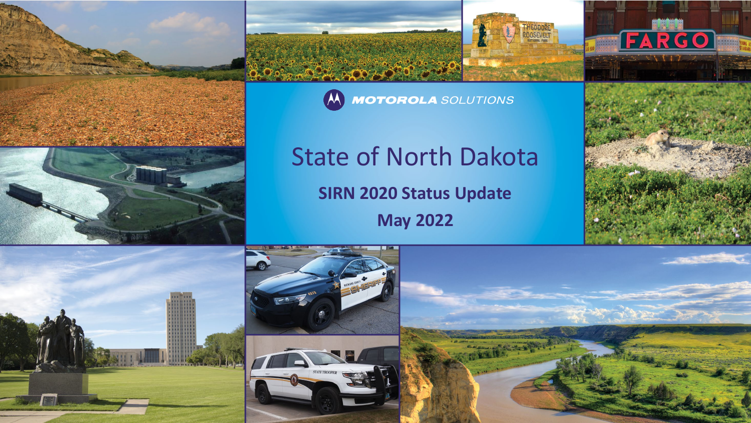MOTOROLA SOLUTIONS

# State of North Dakota

## SIRN 2020 Status Update

## May 2022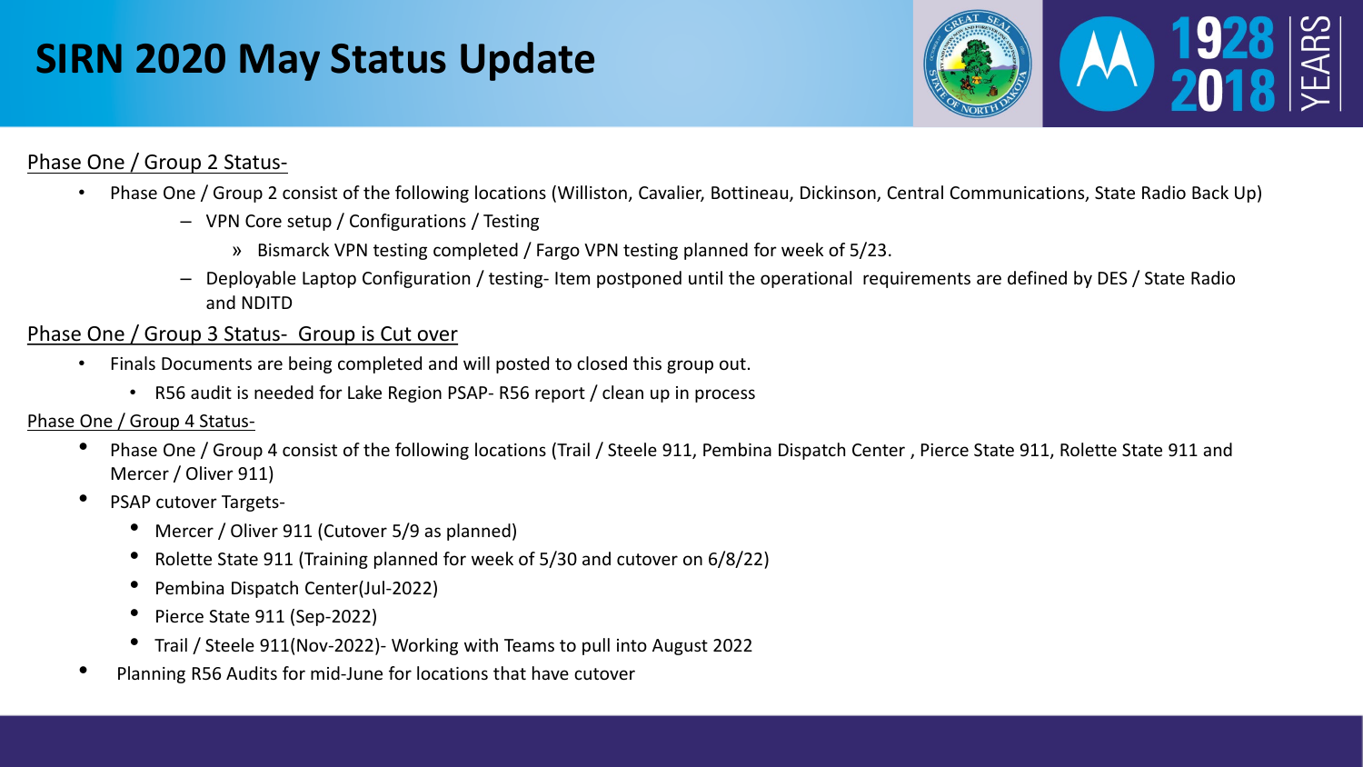# SIRN 2020 May Status Update

Phase One / Group 2 Status-

- Phase One / Group 2 consist of the following locations (Williston, Cavalier, Bottineau, Dickinson, Central Communications, State Radio Back Up)
  - VPN Core setup / Configurations / Testing
    - Bismarck VPN testing completed / Fargo VPN testing planned for week of 5/23.
  - Deployable Laptop Configuration / testing- Item postponed until the operational requirements are defined by DES / State Radio and NDITD

Phase One / Group 3 Status- Group is Cut over

- Finals Documents are being completed and will posted to closed this group out.
  - R56 audit is needed for Lake Region PSAP- R56 report / clean up in process

Phase One / Group 4 Status-

- Phase One / Group 4 consist of the following locations (Trail / Steele 911, Pembina Dispatch Center , Pierce State 911, Rolette State 911 and Mercer / Oliver 911)
- PSAP cutover Targets-
  - Mercer / Oliver 911 (Cutover 5/9 as planned)
  - Rolette State 911 (Training planned for week of 5/30 and cutover on 6/8/22)
  - Pembina Dispatch Center(Jul-2022)
  - Pierce State 911 (Sep-2022)
  - Trail / Steele 911(Nov-2022)- Working with Teams to pull into August 2022
- Planning R56 Audits for mid-June for locations that have cutover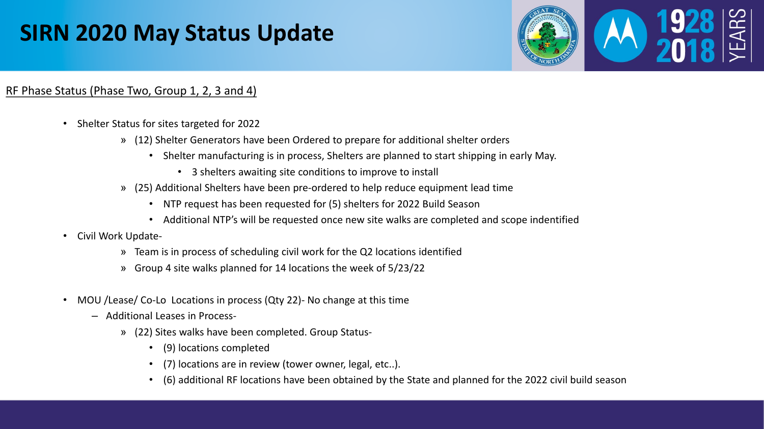# SIRN 2020 May Status Update

RF Phase Status (Phase Two, Group 1, 2, 3 and 4)

- Shelter Status for sites targeted for 2022
  - » (12) Shelter Generators have been Ordered to prepare for additional shelter orders
    - Shelter manufacturing is in process, Shelters are planned to start shipping in early May.
      - 3 shelters awaiting site conditions to improve to install
  - » (25) Additional Shelters have been pre-ordered to help reduce equipment lead time
    - NTP request has been requested for (5) shelters for 2022 Build Season
    - Additional NTP's will be requested once new site walks are completed and scope indentified
- Civil Work Update-
  - » Team is in process of scheduling civil work for the Q2 locations identified
  - » Group 4 site walks planned for 14 locations the week of 5/23/22

- MOU /Lease/ Co-Lo Locations in process (Qty 22)- No change at this time
  - Additional Leases in Process-
    - » (22) Sites walks have been completed. Group Status-
      - (9) locations completed
      - (7) locations are in review (tower owner, legal, etc..).
      - (6) additional RF locations have been obtained by the State and planned for the 2022 civil build season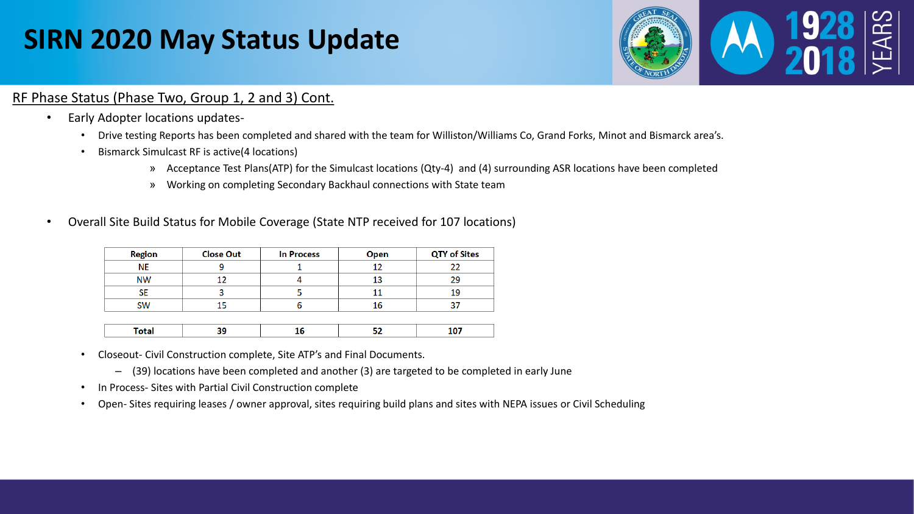# SIRN 2020 May Status Update

RF Phase Status (Phase Two, Group 1, 2 and 3) Cont.

- Early Adopter locations updates-
  - Drive testing Reports has been completed and shared with the team for Williston/Williams Co, Grand Forks, Minot and Bismarck area's.
  - Bismarck Simulcast RF is active(4 locations)
    - » Acceptance Test Plans(ATP) for the Simulcast locations (Qty-4) and (4) surrounding ASR locations have been completed
    - » Working on completing Secondary Backhaul connections with State team

- Overall Site Build Status for Mobile Coverage (State NTP received for 107 locations)

| Region | Close Out | In Process | Open | QTY of Sites |
|---|---|---|---|---|
| NE | 9 | 1 | 12 | 22 |
| NW | 12 | 4 | 13 | 29 |
| SE | 3 | 5 | 11 | 19 |
| SW | 15 | 6 | 16 | 37 |
| **Total** | **39** | **16** | **52** | **107** |

  - Closeout- Civil Construction complete, Site ATP's and Final Documents.
    - (39) locations have been completed and another (3) are targeted to be completed in early June
  - In Process- Sites with Partial Civil Construction complete
  - Open- Sites requiring leases / owner approval, sites requiring build plans and sites with NEPA issues or Civil Scheduling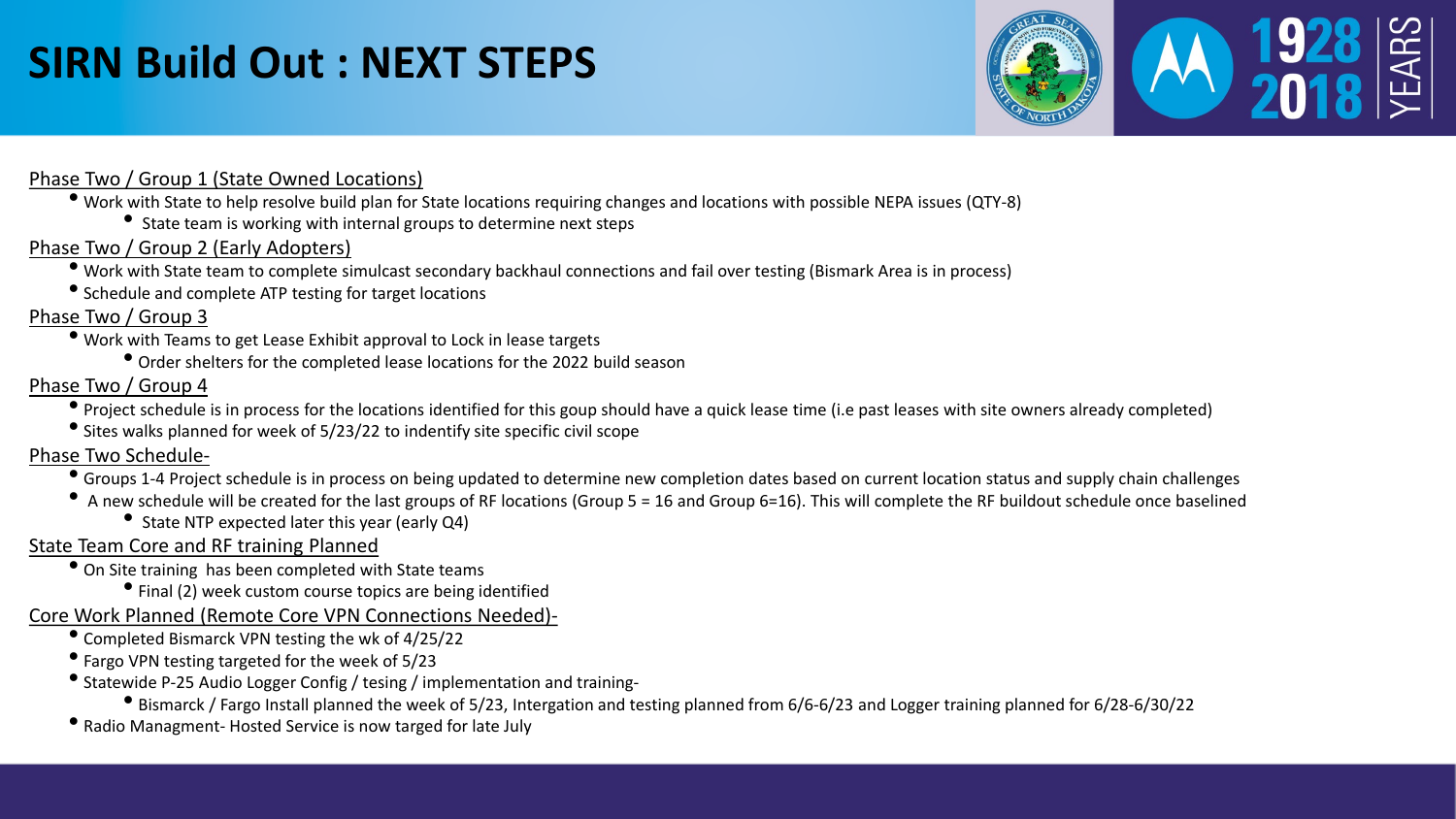# SIRN Build Out : NEXT STEPS

Phase Two / Group 1 (State Owned Locations)

- Work with State to help resolve build plan for State locations requiring changes and locations with possible NEPA issues (QTY-8)
  - State team is working with internal groups to determine next steps

Phase Two / Group 2 (Early Adopters)

- Work with State team to complete simulcast secondary backhaul connections and fail over testing (Bismark Area is in process)
- Schedule and complete ATP testing for target locations

Phase Two / Group 3

- Work with Teams to get Lease Exhibit approval to Lock in lease targets
  - Order shelters for the completed lease locations for the 2022 build season

Phase Two / Group 4

- Project schedule is in process for the locations identified for this goup should have a quick lease time (i.e past leases with site owners already completed)
- Sites walks planned for week of 5/23/22 to indentify site specific civil scope

Phase Two Schedule-

- Groups 1-4 Project schedule is in process on being updated to determine new completion dates based on current location status and supply chain challenges
- A new schedule will be created for the last groups of RF locations (Group 5 = 16 and Group 6=16). This will complete the RF buildout schedule once baselined
  - State NTP expected later this year (early Q4)

State Team Core and RF training Planned

- On Site training has been completed with State teams
  - Final (2) week custom course topics are being identified

Core Work Planned (Remote Core VPN Connections Needed)-

- Completed Bismarck VPN testing the wk of 4/25/22
- Fargo VPN testing targeted for the week of 5/23
- Statewide P-25 Audio Logger Config / tesing / implementation and training-
  - Bismarck / Fargo Install planned the week of 5/23, Intergation and testing planned from 6/6-6/23 and Logger training planned for 6/28-6/30/22
- Radio Managment- Hosted Service is now targed for late July